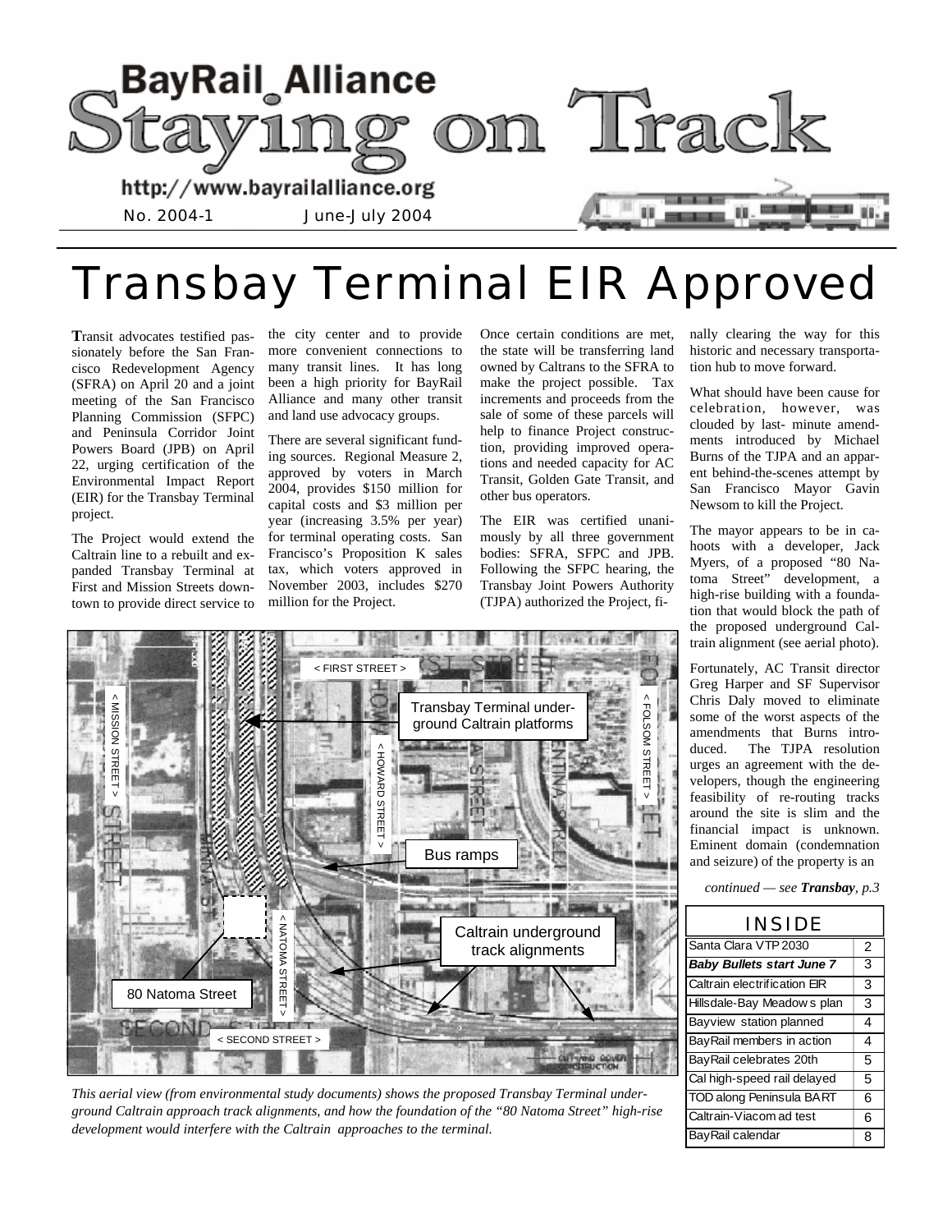# BayRail Alliance
# Staying on Track

http://www.bayrailalliance.org

No. 2004-1 June-July 2004

# Transbay Terminal EIR Approved

**T**ransit advocates testified passionately before the San Francisco Redevelopment Agency (SFRA) on April 20 and a joint meeting of the San Francisco Planning Commission (SFPC) and Peninsula Corridor Joint Powers Board (JPB) on April 22, urging certification of the Environmental Impact Report (EIR) for the Transbay Terminal project.

The Project would extend the Caltrain line to a rebuilt and expanded Transbay Terminal at First and Mission Streets downtown to provide direct service to the city center and to provide more convenient connections to many transit lines. It has long been a high priority for BayRail Alliance and many other transit and land use advocacy groups.

There are several significant funding sources. Regional Measure 2, approved by voters in March 2004, provides $150 million for capital costs and $3 million per year (increasing 3.5% per year) for terminal operating costs. San Francisco's Proposition K sales tax, which voters approved in November 2003, includes $270 million for the Project.

Once certain conditions are met, the state will be transferring land owned by Caltrans to the SFRA to make the project possible. Tax increments and proceeds from the sale of some of these parcels will help to finance Project construction, providing improved operations and needed capacity for AC Transit, Golden Gate Transit, and other bus operators.

The EIR was certified unanimously by all three government bodies: SFRA, SFPC and JPB. Following the SFPC hearing, the Transbay Joint Powers Authority (TJPA) authorized the Project, finally clearing the way for this historic and necessary transportation hub to move forward.

What should have been cause for celebration, however, was clouded by last- minute amendments introduced by Michael Burns of the TJPA and an apparent behind-the-scenes attempt by San Francisco Mayor Gavin Newsom to kill the Project.

The mayor appears to be in cahoots with a developer, Jack Myers, of a proposed "80 Natoma Street" development, a high-rise building with a foundation that would block the path of the proposed underground Caltrain alignment (see aerial photo).

Fortunately, AC Transit director Greg Harper and SF Supervisor Chris Daly moved to eliminate some of the worst aspects of the amendments that Burns introduced. The TJPA resolution urges an agreement with the developers, though the engineering feasibility of re-routing tracks around the site is slim and the financial impact is unknown. Eminent domain (condemnation and seizure) of the property is an

*continued — see **Transbay**, p.3*

*This aerial view (from environmental study documents) shows the proposed Transbay Terminal underground Caltrain approach track alignments, and how the foundation of the "80 Natoma Street" high-rise development would interfere with the Caltrain approaches to the terminal.*

| INSIDE | |
|---|---|
| Santa Clara VTP 2030 | 2 |
| ***Baby Bullets start June 7*** | 3 |
| Caltrain electrification EIR | 3 |
| Hillsdale-Bay Meadows plan | 3 |
| Bayview station planned | 4 |
| BayRail members in action | 4 |
| BayRail celebrates 20th | 5 |
| Cal high-speed rail delayed | 5 |
| TOD along Peninsula BART | 6 |
| Caltrain-Viacom ad test | 6 |
| BayRail calendar | 8 |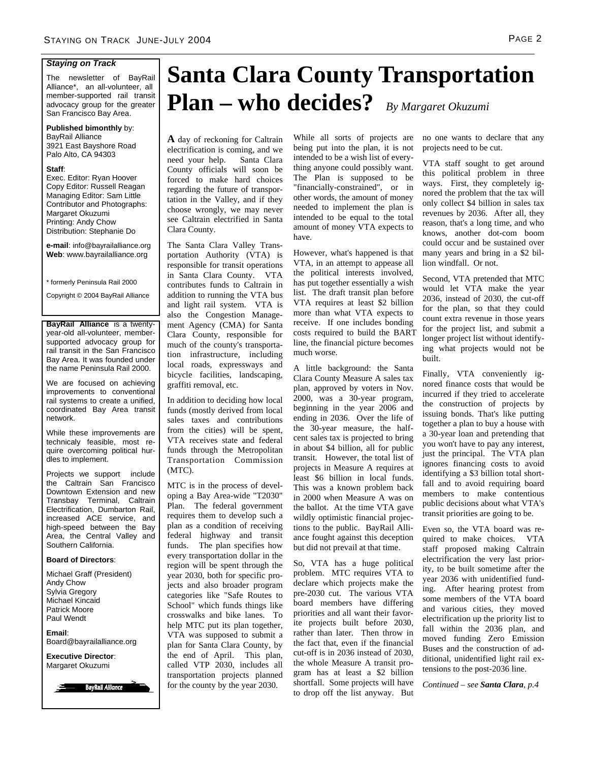***Staying on Track***

The newsletter of BayRail Alliance*, an all-volunteer, all member-supported rail transit advocacy group for the greater San Francisco Bay Area.

**Published bimonthly** by:
BayRail Alliance
3921 East Bayshore Road
Palo Alto, CA 94303

**Staff**:
Exec. Editor: Ryan Hoover
Copy Editor: Russell Reagan
Managing Editor: Sam Little
Contributor and Photographs: Margaret Okuzumi
Printing: Andy Chow
Distribution: Stephanie Do

**e-mail**: info@bayrailalliance.org
**Web**: www.bayrailalliance.org

* formerly Peninsula Rail 2000

Copyright © 2004 BayRail Alliance

**BayRail Alliance** is a twenty-year-old all-volunteer, member-supported advocacy group for rail transit in the San Francisco Bay Area. It was founded under the name Peninsula Rail 2000.

We are focused on achieving improvements to conventional rail systems to create a unified, coordinated Bay Area transit network.

While these improvements are technicaly feasible, most require overcoming political hurdles to implement.

Projects we support include the Caltrain San Francisco Downtown Extension and new Transbay Terminal, Caltrain Electrification, Dumbarton Rail, increased ACE service, and high-speed between the Bay Area, the Central Valley and Southern California.

**Board of Directors**:

Michael Graff (President)
Andy Chow
Sylvia Gregory
Michael Kincaid
Patrick Moore
Paul Wendt

**Email**:
Board@bayrailalliance.org

**Executive Director**:
Margaret Okuzumi

# Santa Clara County Transportation Plan – who decides? *By Margaret Okuzumi*

**A** day of reckoning for Caltrain electrification is coming, and we need your help. Santa Clara County officials will soon be forced to make hard choices regarding the future of transportation in the Valley, and if they choose wrongly, we may never see Caltrain electrified in Santa Clara County.

The Santa Clara Valley Transportation Authority (VTA) is responsible for transit operations in Santa Clara County. VTA contributes funds to Caltrain in addition to running the VTA bus and light rail system. VTA is also the Congestion Management Agency (CMA) for Santa Clara County, responsible for much of the county's transportation infrastructure, including local roads, expressways and bicycle facilities, landscaping, graffiti removal, etc.

In addition to deciding how local funds (mostly derived from local sales taxes and contributions from the cities) will be spent, VTA receives state and federal funds through the Metropolitan Transportation Commission (MTC).

MTC is in the process of developing a Bay Area-wide "T2030" Plan. The federal government requires them to develop such a plan as a condition of receiving federal highway and transit funds. The plan specifies how every transportation dollar in the region will be spent through the year 2030, both for specific projects and also broader program categories like "Safe Routes to School" which funds things like crosswalks and bike lanes. To help MTC put its plan together, VTA was supposed to submit a plan for Santa Clara County, by the end of April. This plan, called VTP 2030, includes all transportation projects planned for the county by the year 2030.

While all sorts of projects are being put into the plan, it is not intended to be a wish list of everything anyone could possibly want. The Plan is supposed to be "financially-constrained", or in other words, the amount of money needed to implement the plan is intended to be equal to the total amount of money VTA expects to have.

However, what's happened is that VTA, in an attempt to appease all the political interests involved, has put together essentially a wish list. The draft transit plan before VTA requires at least $2 billion more than what VTA expects to receive. If one includes bonding costs required to build the BART line, the financial picture becomes much worse.

A little background: the Santa Clara County Measure A sales tax plan, approved by voters in Nov. 2000, was a 30-year program, beginning in the year 2006 and ending in 2036. Over the life of the 30-year measure, the half-cent sales tax is projected to bring in about $4 billion, all for public transit. However, the total list of projects in Measure A requires at least $6 billion in local funds. This was a known problem back in 2000 when Measure A was on the ballot. At the time VTA gave wildly optimistic financial projections to the public. BayRail Alliance fought against this deception but did not prevail at that time.

So, VTA has a huge political problem. MTC requires VTA to declare which projects make the pre-2030 cut. The various VTA board members have differing priorities and all want their favorite projects built before 2030, rather than later. Then throw in the fact that, even if the financial cut-off is in 2036 instead of 2030, the whole Measure A transit program has at least a $2 billion shortfall. Some projects will have to drop off the list anyway. But no one wants to declare that any projects need to be cut.

VTA staff sought to get around this political problem in three ways. First, they completely ignored the problem that the tax will only collect $4 billion in sales tax revenues by 2036. After all, they reason, that's a long time, and who knows, another dot-com boom could occur and be sustained over many years and bring in a $2 billion windfall. Or not.

Second, VTA pretended that MTC would let VTA make the year 2036, instead of 2030, the cut-off for the plan, so that they could count extra revenue in those years for the project list, and submit a longer project list without identifying what projects would not be built.

Finally, VTA conveniently ignored finance costs that would be incurred if they tried to accelerate the construction of projects by issuing bonds. That's like putting together a plan to buy a house with a 30-year loan and pretending that you won't have to pay any interest, just the principal. The VTA plan ignores financing costs to avoid identifying a $3 billion total shortfall and to avoid requiring board members to make contentious public decisions about what VTA's transit priorities are going to be.

Even so, the VTA board was required to make choices. VTA staff proposed making Caltrain electrification the very last priority, to be built sometime after the year 2036 with unidentified funding. After hearing protest from some members of the VTA board and various cities, they moved electrification up the priority list to fall within the 2036 plan, and moved funding Zero Emission Buses and the construction of additional, unidentified light rail extensions to the post-2036 line.

*Continued – see **Santa Clara**, p.4*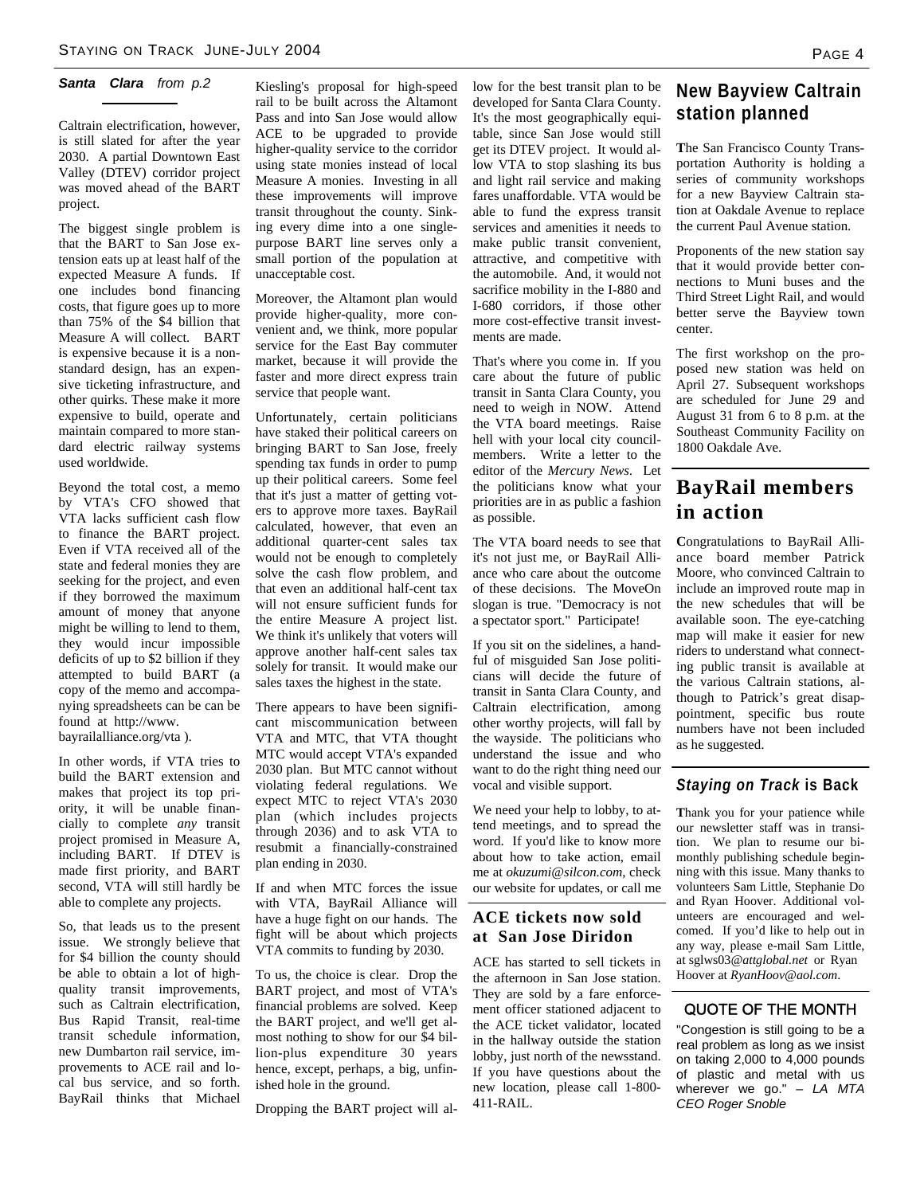***Santa Clara** from p.2*

Caltrain electrification, however, is still slated for after the year 2030. A partial Downtown East Valley (DTEV) corridor project was moved ahead of the BART project.

The biggest single problem is that the BART to San Jose extension eats up at least half of the expected Measure A funds. If one includes bond financing costs, that figure goes up to more than 75% of the $4 billion that Measure A will collect. BART is expensive because it is a non-standard design, has an expensive ticketing infrastructure, and other quirks. These make it more expensive to build, operate and maintain compared to more standard electric railway systems used worldwide.

Beyond the total cost, a memo by VTA's CFO showed that VTA lacks sufficient cash flow to finance the BART project. Even if VTA received all of the state and federal monies they are seeking for the project, and even if they borrowed the maximum amount of money that anyone might be willing to lend to them, they would incur impossible deficits of up to $2 billion if they attempted to build BART (a copy of the memo and accompanying spreadsheets can be can be found at http://www.bayrailalliance.org/vta ).

In other words, if VTA tries to build the BART extension and makes that project its top priority, it will be unable financially to complete *any* transit project promised in Measure A, including BART. If DTEV is made first priority, and BART second, VTA will still hardly be able to complete any projects.

So, that leads us to the present issue. We strongly believe that for $4 billion the county should be able to obtain a lot of high-quality transit improvements, such as Caltrain electrification, Bus Rapid Transit, real-time transit schedule information, new Dumbarton rail service, improvements to ACE rail and local bus service, and so forth. BayRail thinks that Michael Kiesling's proposal for high-speed rail to be built across the Altamont Pass and into San Jose would allow ACE to be upgraded to provide higher-quality service to the corridor using state monies instead of local Measure A monies. Investing in all these improvements will improve transit throughout the county. Sinking every dime into a one single-purpose BART line serves only a small portion of the population at unacceptable cost.

Moreover, the Altamont plan would provide higher-quality, more convenient and, we think, more popular service for the East Bay commuter market, because it will provide the faster and more direct express train service that people want.

Unfortunately, certain politicians have staked their political careers on bringing BART to San Jose, freely spending tax funds in order to pump up their political careers. Some feel that it's just a matter of getting voters to approve more taxes. BayRail calculated, however, that even an additional quarter-cent sales tax would not be enough to completely solve the cash flow problem, and that even an additional half-cent tax will not ensure sufficient funds for the entire Measure A project list. We think it's unlikely that voters will approve another half-cent sales tax solely for transit. It would make our sales taxes the highest in the state.

There appears to have been significant miscommunication between VTA and MTC, that VTA thought MTC would accept VTA's expanded 2030 plan. But MTC cannot without violating federal regulations. We expect MTC to reject VTA's 2030 plan (which includes projects through 2036) and to ask VTA to resubmit a financially-constrained plan ending in 2030.

If and when MTC forces the issue with VTA, BayRail Alliance will have a huge fight on our hands. The fight will be about which projects VTA commits to funding by 2030.

To us, the choice is clear. Drop the BART project, and most of VTA's financial problems are solved. Keep the BART project, and we'll get almost nothing to show for our $4 billion-plus expenditure 30 years hence, except, perhaps, a big, unfinished hole in the ground.

Dropping the BART project will allow for the best transit plan to be developed for Santa Clara County. It's the most geographically equitable, since San Jose would still get its DTEV project. It would allow VTA to stop slashing its bus and light rail service and making fares unaffordable. VTA would be able to fund the express transit services and amenities it needs to make public transit convenient, attractive, and competitive with the automobile. And, it would not sacrifice mobility in the I-880 and I-680 corridors, if those other more cost-effective transit investments are made.

That's where you come in. If you care about the future of public transit in Santa Clara County, you need to weigh in NOW. Attend the VTA board meetings. Raise hell with your local city councilmembers. Write a letter to the editor of the *Mercury News*. Let the politicians know what your priorities are in as public a fashion as possible.

The VTA board needs to see that it's not just me, or BayRail Alliance who care about the outcome of these decisions. The MoveOn slogan is true. "Democracy is not a spectator sport." Participate!

If you sit on the sidelines, a handful of misguided San Jose politicians will decide the future of transit in Santa Clara County, and Caltrain electrification, among other worthy projects, will fall by the wayside. The politicians who understand the issue and who want to do the right thing need our vocal and visible support.

We need your help to lobby, to attend meetings, and to spread the word. If you'd like to know more about how to take action, email me at *okuzumi@silcon.com*, check our website for updates, or call me

## ACE tickets now sold at San Jose Diridon

ACE has started to sell tickets in the afternoon in San Jose station. They are sold by a fare enforcement officer stationed adjacent to the ACE ticket validator, located in the hallway outside the station lobby, just north of the newsstand. If you have questions about the new location, please call 1-800-411-RAIL.

## New Bayview Caltrain station planned

The San Francisco County Transportation Authority is holding a series of community workshops for a new Bayview Caltrain station at Oakdale Avenue to replace the current Paul Avenue station.

Proponents of the new station say that it would provide better connections to Muni buses and the Third Street Light Rail, and would better serve the Bayview town center.

The first workshop on the proposed new station was held on April 27. Subsequent workshops are scheduled for June 29 and August 31 from 6 to 8 p.m. at the Southeast Community Facility on 1800 Oakdale Ave.

## BayRail members in action

Congratulations to BayRail Alliance board member Patrick Moore, who convinced Caltrain to include an improved route map in the new schedules that will be available soon. The eye-catching map will make it easier for new riders to understand what connecting public transit is available at the various Caltrain stations, although to Patrick's great disappointment, specific bus route numbers have not been included as he suggested.

## *Staying on Track* is Back

Thank you for your patience while our newsletter staff was in transition. We plan to resume our bimonthly publishing schedule beginning with this issue. Many thanks to volunteers Sam Little, Stephanie Do and Ryan Hoover. Additional volunteers are encouraged and welcomed. If you'd like to help out in any way, please e-mail Sam Little, at sglws03*@attglobal.net* or Ryan Hoover at *RyanHoov@aol.com*.

## QUOTE OF THE MONTH

"Congestion is still going to be a real problem as long as we insist on taking 2,000 to 4,000 pounds of plastic and metal with us wherever we go." – *LA MTA CEO Roger Snoble*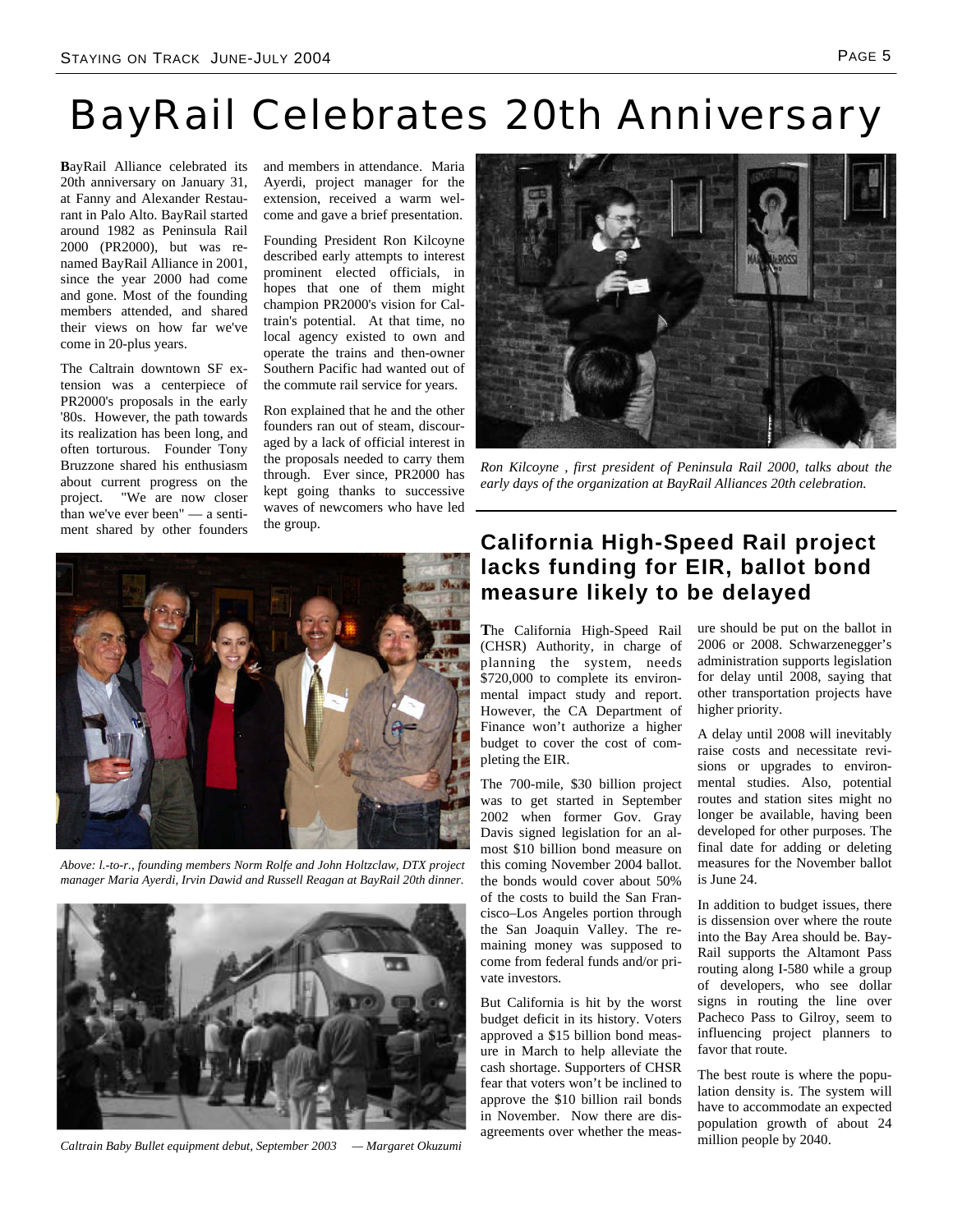# BayRail Celebrates 20th Anniversary

**B**ayRail Alliance celebrated its 20th anniversary on January 31, at Fanny and Alexander Restaurant in Palo Alto. BayRail started around 1982 as Peninsula Rail 2000 (PR2000), but was renamed BayRail Alliance in 2001, since the year 2000 had come and gone. Most of the founding members attended, and shared their views on how far we've come in 20-plus years.

The Caltrain downtown SF extension was a centerpiece of PR2000's proposals in the early '80s. However, the path towards its realization has been long, and often torturous. Founder Tony Bruzzone shared his enthusiasm about current progress on the project. "We are now closer than we've ever been" — a sentiment shared by other founders and members in attendance. Maria Ayerdi, project manager for the extension, received a warm welcome and gave a brief presentation.

Founding President Ron Kilcoyne described early attempts to interest prominent elected officials, in hopes that one of them might champion PR2000's vision for Caltrain's potential. At that time, no local agency existed to own and operate the trains and then-owner Southern Pacific had wanted out of the commute rail service for years.

Ron explained that he and the other founders ran out of steam, discouraged by a lack of official interest in the proposals needed to carry them through. Ever since, PR2000 has kept going thanks to successive waves of newcomers who have led the group.

*Ron Kilcoyne , first president of Peninsula Rail 2000, talks about the early days of the organization at BayRail Alliances 20th celebration.*

*Above: l.-to-r., founding members Norm Rolfe and John Holtzclaw, DTX project manager Maria Ayerdi, Irvin Dawid and Russell Reagan at BayRail 20th dinner.*

*Caltrain Baby Bullet equipment debut, September 2003 — Margaret Okuzumi*

## California High-Speed Rail project lacks funding for EIR, ballot bond measure likely to be delayed

**T**he California High-Speed Rail (CHSR) Authority, in charge of planning the system, needs \$720,000 to complete its environmental impact study and report. However, the CA Department of Finance won't authorize a higher budget to cover the cost of completing the EIR.

The 700-mile, \$30 billion project was to get started in September 2002 when former Gov. Gray Davis signed legislation for an almost \$10 billion bond measure on this coming November 2004 ballot. the bonds would cover about 50% of the costs to build the San Francisco–Los Angeles portion through the San Joaquin Valley. The remaining money was supposed to come from federal funds and/or private investors.

But California is hit by the worst budget deficit in its history. Voters approved a \$15 billion bond measure in March to help alleviate the cash shortage. Supporters of CHSR fear that voters won't be inclined to approve the \$10 billion rail bonds in November. Now there are disagreements over whether the measure should be put on the ballot in 2006 or 2008. Schwarzenegger's administration supports legislation for delay until 2008, saying that other transportation projects have higher priority.

A delay until 2008 will inevitably raise costs and necessitate revisions or upgrades to environmental studies. Also, potential routes and station sites might no longer be available, having been developed for other purposes. The final date for adding or deleting measures for the November ballot is June 24.

In addition to budget issues, there is dissension over where the route into the Bay Area should be. BayRail supports the Altamont Pass routing along I-580 while a group of developers, who see dollar signs in routing the line over Pacheco Pass to Gilroy, seem to influencing project planners to favor that route.

The best route is where the population density is. The system will have to accommodate an expected population growth of about 24 million people by 2040.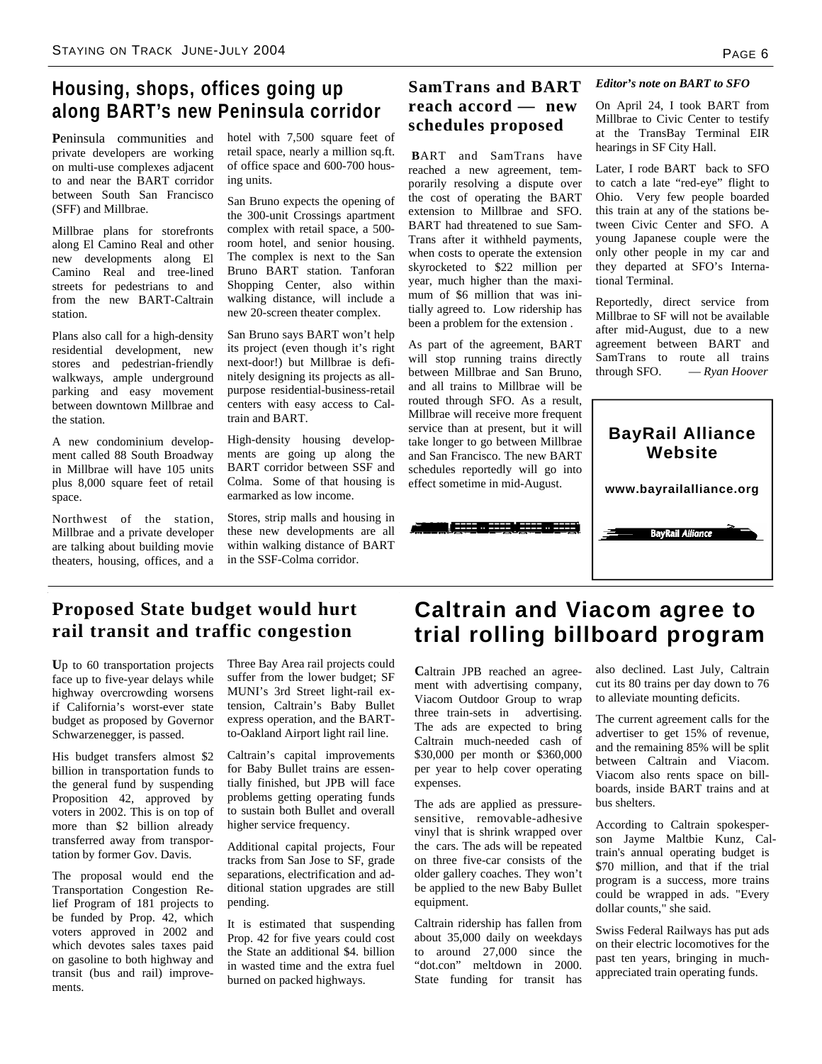## Housing, shops, offices going up along BART's new Peninsula corridor

**P**eninsula communities and private developers are working on multi-use complexes adjacent to and near the BART corridor between South San Francisco (SFF) and Millbrae.

Millbrae plans for storefronts along El Camino Real and other new developments along El Camino Real and tree-lined streets for pedestrians to and from the new BART-Caltrain station.

Plans also call for a high-density residential development, new stores and pedestrian-friendly walkways, ample underground parking and easy movement between downtown Millbrae and the station.

A new condominium development called 88 South Broadway in Millbrae will have 105 units plus 8,000 square feet of retail space.

Northwest of the station, Millbrae and a private developer are talking about building movie theaters, housing, offices, and a hotel with 7,500 square feet of retail space, nearly a million sq.ft. of office space and 600-700 housing units.

San Bruno expects the opening of the 300-unit Crossings apartment complex with retail space, a 500-room hotel, and senior housing. The complex is next to the San Bruno BART station. Tanforan Shopping Center, also within walking distance, will include a new 20-screen theater complex.

San Bruno says BART won't help its project (even though it's right next-door!) but Millbrae is definitely designing its projects as all-purpose residential-business-retail centers with easy access to Caltrain and BART.

High-density housing developments are going up along the BART corridor between SSF and Colma. Some of that housing is earmarked as low income.

Stores, strip malls and housing in these new developments are all within walking distance of BART in the SSF-Colma corridor.

## SamTrans and BART reach accord — new schedules proposed

**B**ART and SamTrans have reached a new agreement, temporarily resolving a dispute over the cost of operating the BART extension to Millbrae and SFO. BART had threatened to sue SamTrans after it withheld payments, when costs to operate the extension skyrocketed to $22 million per year, much higher than the maximum of $6 million that was initially agreed to. Low ridership has been a problem for the extension .

As part of the agreement, BART will stop running trains directly between Millbrae and San Bruno, and all trains to Millbrae will be routed through SFO. As a result, Millbrae will receive more frequent service than at present, but it will take longer to go between Millbrae and San Francisco. The new BART schedules reportedly will go into effect sometime in mid-August.

### *Editor's note on BART to SFO*

On April 24, I took BART from Millbrae to Civic Center to testify at the TransBay Terminal EIR hearings in SF City Hall.

Later, I rode BART back to SFO to catch a late "red-eye" flight to Ohio. Very few people boarded this train at any of the stations between Civic Center and SFO. A young Japanese couple were the only other people in my car and they departed at SFO's International Terminal.

Reportedly, direct service from Millbrae to SF will not be available after mid-August, due to a new agreement between BART and SamTrans to route all trains through SFO. — *Ryan Hoover*

**BayRail Alliance Website**

**www.bayrailalliance.org**

## Proposed State budget would hurt rail transit and traffic congestion

**U**p to 60 transportation projects face up to five-year delays while highway overcrowding worsens if California's worst-ever state budget as proposed by Governor Schwarzenegger, is passed.

His budget transfers almost $2 billion in transportation funds to the general fund by suspending Proposition 42, approved by voters in 2002. This is on top of more than $2 billion already transferred away from transportation by former Gov. Davis.

The proposal would end the Transportation Congestion Relief Program of 181 projects to be funded by Prop. 42, which voters approved in 2002 and which devotes sales taxes paid on gasoline to both highway and transit (bus and rail) improvements.

Three Bay Area rail projects could suffer from the lower budget; SF MUNI's 3rd Street light-rail extension, Caltrain's Baby Bullet express operation, and the BART-to-Oakland Airport light rail line.

Caltrain's capital improvements for Baby Bullet trains are essentially finished, but JPB will face problems getting operating funds to sustain both Bullet and overall higher service frequency.

Additional capital projects, Four tracks from San Jose to SF, grade separations, electrification and additional station upgrades are still pending.

It is estimated that suspending Prop. 42 for five years could cost the State an additional $4. billion in wasted time and the extra fuel burned on packed highways.

## Caltrain and Viacom agree to trial rolling billboard program

**C**altrain JPB reached an agreement with advertising company, Viacom Outdoor Group to wrap three train-sets in advertising. The ads are expected to bring Caltrain much-needed cash of $30,000 per month or $360,000 per year to help cover operating expenses.

The ads are applied as pressure-sensitive, removable-adhesive vinyl that is shrink wrapped over the cars. The ads will be repeated on three five-car consists of the older gallery coaches. They won't be applied to the new Baby Bullet equipment.

Caltrain ridership has fallen from about 35,000 daily on weekdays to around 27,000 since the "dot.con" meltdown in 2000. State funding for transit has also declined. Last July, Caltrain cut its 80 trains per day down to 76 to alleviate mounting deficits.

The current agreement calls for the advertiser to get 15% of revenue, and the remaining 85% will be split between Caltrain and Viacom. Viacom also rents space on billboards, inside BART trains and at bus shelters.

According to Caltrain spokesperson Jayme Maltbie Kunz, Caltrain's annual operating budget is $70 million, and that if the trial program is a success, more trains could be wrapped in ads. "Every dollar counts," she said.

Swiss Federal Railways has put ads on their electric locomotives for the past ten years, bringing in much-appreciated train operating funds.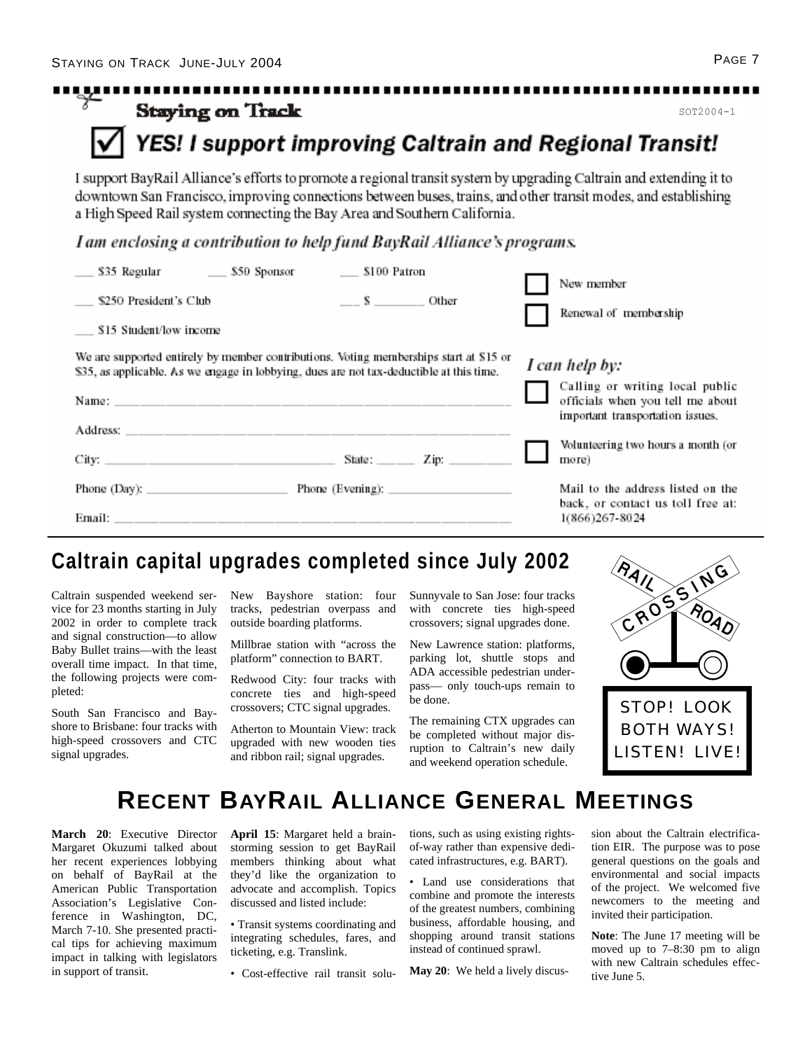## Staying on Track

SOT2004-1

# ☑ YES! I support improving Caltrain and Regional Transit!

I support BayRail Alliance's efforts to promote a regional transit system by upgrading Caltrain and extending it to downtown San Francisco, improving connections between buses, trains, and other transit modes, and establishing a High Speed Rail system connecting the Bay Area and Southern California.

*I am enclosing a contribution to help fund BayRail Alliance's programs.*

___ \$35 Regular ___ \$50 Sponsor ___ \$100 Patron

___ \$250 President's Club ___ \$ _______ Other

___ \$15 Student/low income

☐ New member

☐ Renewal of membership

We are supported entirely by member contributions. Voting memberships start at \$15 or \$35, as applicable. As we engage in lobbying, dues are not tax-deductible at this time.

Name: ______________________________

Address: ______________________________

City: ____________________ State: ______ Zip: _________

Phone (Day): ____________________ Phone (Evening): ____________________

Email: ______________________________

*I can help by:*

☐ Calling or writing local public officials when you tell me about important transportation issues.

☐ Volunteering two hours a month (or more)

Mail to the address listed on the back, or contact us toll free at: 1(866)267-8024

## Caltrain capital upgrades completed since July 2002

Caltrain suspended weekend service for 23 months starting in July 2002 in order to complete track and signal construction—to allow Baby Bullet trains—with the least overall time impact. In that time, the following projects were completed:

South San Francisco and Bayshore to Brisbane: four tracks with high-speed crossovers and CTC signal upgrades.

New Bayshore station: four tracks, pedestrian overpass and outside boarding platforms.

Millbrae station with "across the platform" connection to BART.

Redwood City: four tracks with concrete ties and high-speed crossovers; CTC signal upgrades.

Atherton to Mountain View: track upgraded with new wooden ties and ribbon rail; signal upgrades.

Sunnyvale to San Jose: four tracks with concrete ties high-speed crossovers; signal upgrades done.

New Lawrence station: platforms, parking lot, shuttle stops and ADA accessible pedestrian underpass— only touch-ups remain to be done.

The remaining CTX upgrades can be completed without major disruption to Caltrain's new daily and weekend operation schedule.

RAIL CROSSING ROAD

STOP! LOOK BOTH WAYS! LISTEN! LIVE!

## Recent BayRail Alliance General Meetings

**March 20**: Executive Director Margaret Okuzumi talked about her recent experiences lobbying on behalf of BayRail at the American Public Transportation Association's Legislative Conference in Washington, DC, March 7-10. She presented practical tips for achieving maximum impact in talking with legislators in support of transit.

**April 15**: Margaret held a brainstorming session to get BayRail members thinking about what they'd like the organization to advocate and accomplish. Topics discussed and listed include:

- Transit systems coordinating and integrating schedules, fares, and ticketing, e.g. Translink.
- Cost-effective rail transit solutions, such as using existing rights-of-way rather than expensive dedicated infrastructures, e.g. BART).
- Land use considerations that combine and promote the interests of the greatest numbers, combining business, affordable housing, and shopping around transit stations instead of continued sprawl.

**May 20**: We held a lively discussion about the Caltrain electrification EIR. The purpose was to pose general questions on the goals and environmental and social impacts of the project. We welcomed five newcomers to the meeting and invited their participation.

**Note**: The June 17 meeting will be moved up to 7–8:30 pm to align with new Caltrain schedules effective June 5.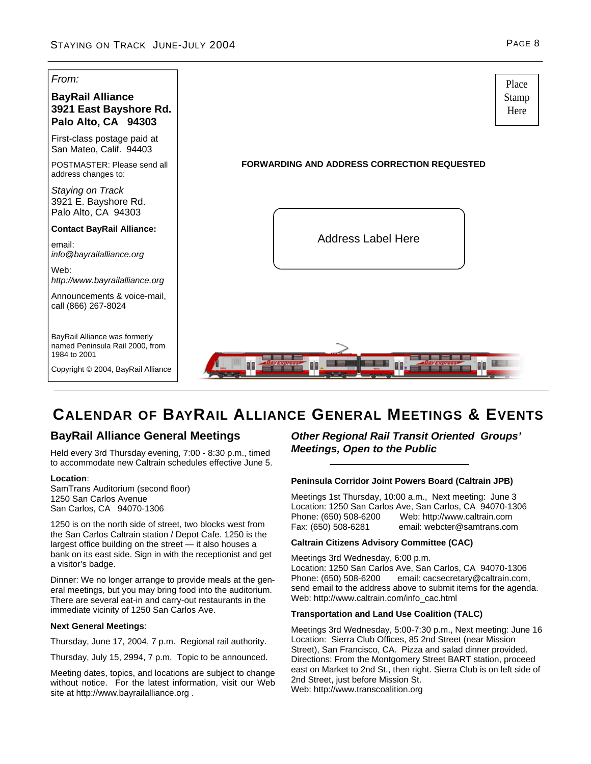*From:*

**BayRail Alliance**
**3921 East Bayshore Rd.**
**Palo Alto, CA 94303**

First-class postage paid at San Mateo, Calif. 94403

POSTMASTER: Please send all address changes to:

*Staying on Track*
3921 E. Bayshore Rd.
Palo Alto, CA 94303

**Contact BayRail Alliance:**

email:
*info@bayrailalliance.org*

Web:
*http://www.bayrailalliance.org*

Announcements & voice-mail, call (866) 267-8024

BayRail Alliance was formerly named Peninsula Rail 2000, from 1984 to 2001

Copyright © 2004, BayRail Alliance

Place Stamp Here

**FORWARDING AND ADDRESS CORRECTION REQUESTED**

Address Label Here

# CALENDAR OF BAYRAIL ALLIANCE GENERAL MEETINGS & EVENTS

## BayRail Alliance General Meetings

Held every 3rd Thursday evening, 7:00 - 8:30 p.m., timed to accommodate new Caltrain schedules effective June 5.

**Location**:
SamTrans Auditorium (second floor)
1250 San Carlos Avenue
San Carlos, CA 94070-1306

1250 is on the north side of street, two blocks west from the San Carlos Caltrain station / Depot Cafe. 1250 is the largest office building on the street — it also houses a bank on its east side. Sign in with the receptionist and get a visitor's badge.

Dinner: We no longer arrange to provide meals at the general meetings, but you may bring food into the auditorium. There are several eat-in and carry-out restaurants in the immediate vicinity of 1250 San Carlos Ave.

**Next General Meetings**:

Thursday, June 17, 2004, 7 p.m. Regional rail authority.

Thursday, July 15, 2994, 7 p.m. Topic to be announced.

Meeting dates, topics, and locations are subject to change without notice. For the latest information, visit our Web site at http://www.bayrailalliance.org .

## *Other Regional Rail Transit Oriented Groups' Meetings, Open to the Public*

**Peninsula Corridor Joint Powers Board (Caltrain JPB)**

Meetings 1st Thursday, 10:00 a.m., Next meeting: June 3
Location: 1250 San Carlos Ave, San Carlos, CA 94070-1306
Phone: (650) 508-6200 Web: http://www.caltrain.com
Fax: (650) 508-6281 email: webcter@samtrans.com

**Caltrain Citizens Advisory Committee (CAC)**

Meetings 3rd Wednesday, 6:00 p.m.
Location: 1250 San Carlos Ave, San Carlos, CA 94070-1306
Phone: (650) 508-6200 email: cacsecretary@caltrain.com, send email to the address above to submit items for the agenda.
Web: http://www.caltrain.com/info_cac.html

**Transportation and Land Use Coalition (TALC)**

Meetings 3rd Wednesday, 5:00-7:30 p.m., Next meeting: June 16
Location: Sierra Club Offices, 85 2nd Street (near Mission Street), San Francisco, CA. Pizza and salad dinner provided.
Directions: From the Montgomery Street BART station, proceed east on Market to 2nd St., then right. Sierra Club is on left side of 2nd Street, just before Mission St.
Web: http://www.transcoalition.org